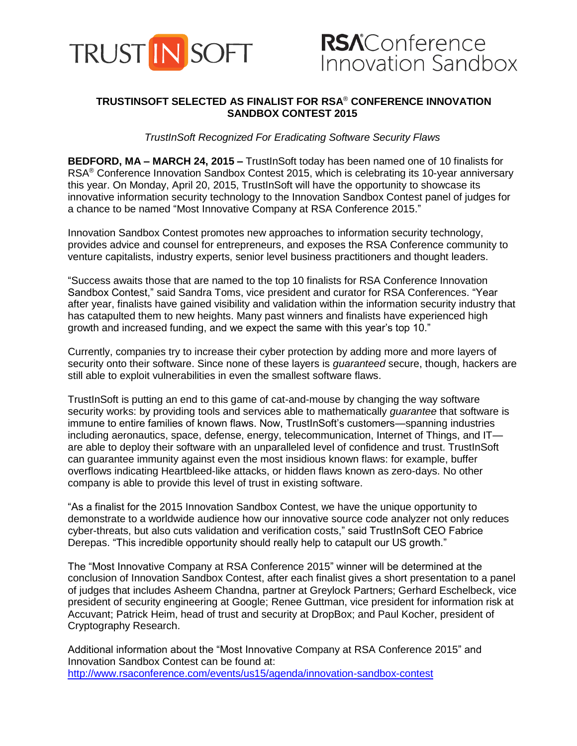TRUST IN SOFT

RSA Conference Innovation Sandbox

# TRUSTINSOFT SELECTED AS FINALIST FOR RSA® CONFERENCE INNOVATION SANDBOX CONTEST 2015

*TrustInSoft Recognized For Eradicating Software Security Flaws*

**BEDFORD, MA – MARCH 24, 2015 –** TrustInSoft today has been named one of 10 finalists for RSA® Conference Innovation Sandbox Contest 2015, which is celebrating its 10-year anniversary this year. On Monday, April 20, 2015, TrustInSoft will have the opportunity to showcase its innovative information security technology to the Innovation Sandbox Contest panel of judges for a chance to be named "Most Innovative Company at RSA Conference 2015."

Innovation Sandbox Contest promotes new approaches to information security technology, provides advice and counsel for entrepreneurs, and exposes the RSA Conference community to venture capitalists, industry experts, senior level business practitioners and thought leaders.

"Success awaits those that are named to the top 10 finalists for RSA Conference Innovation Sandbox Contest," said Sandra Toms, vice president and curator for RSA Conferences. "Year after year, finalists have gained visibility and validation within the information security industry that has catapulted them to new heights. Many past winners and finalists have experienced high growth and increased funding, and we expect the same with this year's top 10."

Currently, companies try to increase their cyber protection by adding more and more layers of security onto their software. Since none of these layers is *guaranteed* secure, though, hackers are still able to exploit vulnerabilities in even the smallest software flaws.

TrustInSoft is putting an end to this game of cat-and-mouse by changing the way software security works: by providing tools and services able to mathematically *guarantee* that software is immune to entire families of known flaws. Now, TrustInSoft's customers—spanning industries including aeronautics, space, defense, energy, telecommunication, Internet of Things, and IT—are able to deploy their software with an unparalleled level of confidence and trust. TrustInSoft can guarantee immunity against even the most insidious known flaws: for example, buffer overflows indicating Heartbleed-like attacks, or hidden flaws known as zero-days. No other company is able to provide this level of trust in existing software.

"As a finalist for the 2015 Innovation Sandbox Contest, we have the unique opportunity to demonstrate to a worldwide audience how our innovative source code analyzer not only reduces cyber-threats, but also cuts validation and verification costs," said TrustInSoft CEO Fabrice Derepas. "This incredible opportunity should really help to catapult our US growth."

The "Most Innovative Company at RSA Conference 2015" winner will be determined at the conclusion of Innovation Sandbox Contest, after each finalist gives a short presentation to a panel of judges that includes Asheem Chandna, partner at Greylock Partners; Gerhard Eschelbeck, vice president of security engineering at Google; Renee Guttman, vice president for information risk at Accuvant; Patrick Heim, head of trust and security at DropBox; and Paul Kocher, president of Cryptography Research.

Additional information about the "Most Innovative Company at RSA Conference 2015" and Innovation Sandbox Contest can be found at:
http://www.rsaconference.com/events/us15/agenda/innovation-sandbox-contest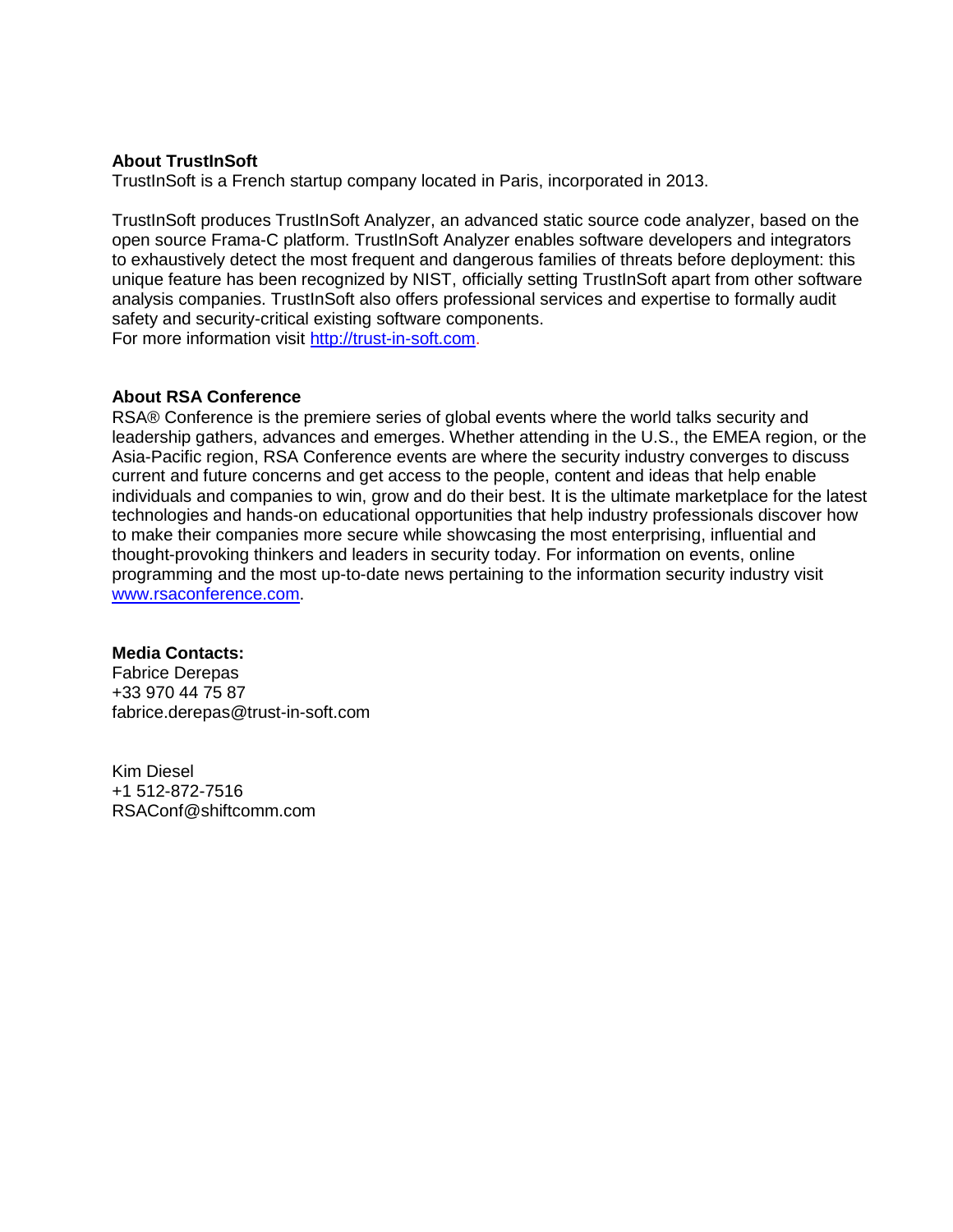**About TrustInSoft**
TrustInSoft is a French startup company located in Paris, incorporated in 2013.

TrustInSoft produces TrustInSoft Analyzer, an advanced static source code analyzer, based on the open source Frama-C platform. TrustInSoft Analyzer enables software developers and integrators to exhaustively detect the most frequent and dangerous families of threats before deployment: this unique feature has been recognized by NIST, officially setting TrustInSoft apart from other software analysis companies. TrustInSoft also offers professional services and expertise to formally audit safety and security-critical existing software components.
For more information visit http://trust-in-soft.com.

**About RSA Conference**
RSA® Conference is the premiere series of global events where the world talks security and leadership gathers, advances and emerges. Whether attending in the U.S., the EMEA region, or the Asia-Pacific region, RSA Conference events are where the security industry converges to discuss current and future concerns and get access to the people, content and ideas that help enable individuals and companies to win, grow and do their best. It is the ultimate marketplace for the latest technologies and hands-on educational opportunities that help industry professionals discover how to make their companies more secure while showcasing the most enterprising, influential and thought-provoking thinkers and leaders in security today. For information on events, online programming and the most up-to-date news pertaining to the information security industry visit www.rsaconference.com.

**Media Contacts:**
Fabrice Derepas
+33 970 44 75 87
fabrice.derepas@trust-in-soft.com

Kim Diesel
+1 512-872-7516
RSAConf@shiftcomm.com